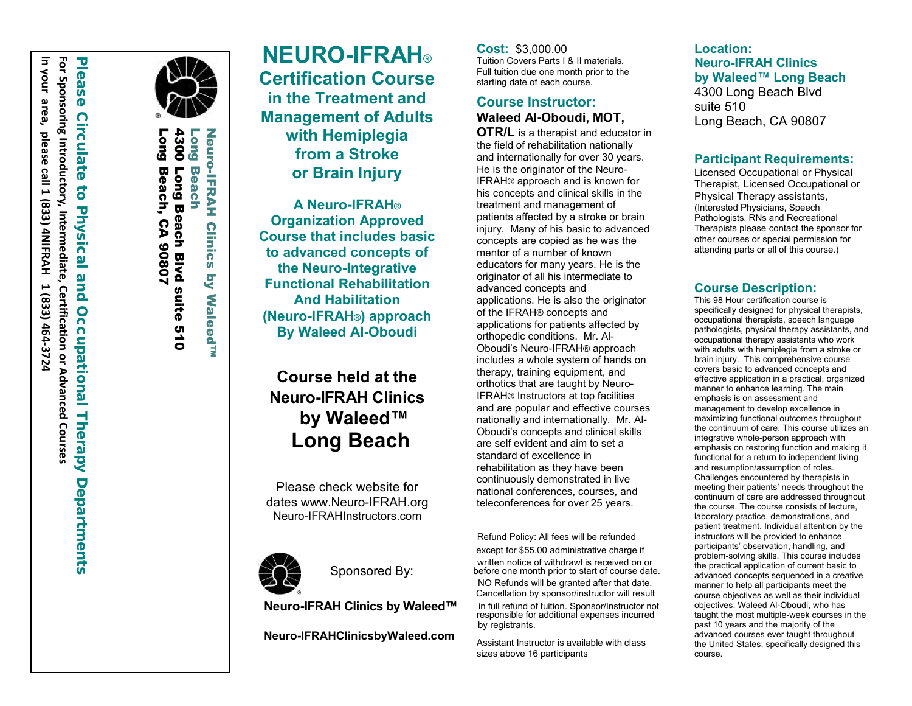Neuro-IFRAH Clinics by Waleed™ Long Beach
**4300 Long Beach Blvd suite 510**
**Long Beach, CA 90807**

**Please Circulate to Physical and Occupational Therapy Departments**

**For Sponsoring Introductory, Intermediate, Certification or Advanced Courses In your area, please call 1 (833) 4NIFRAH 1 (833) 464-3724**

# NEURO-IFRAH®
## Certification Course in the Treatment and Management of Adults with Hemiplegia from a Stroke or Brain Injury

**A Neuro-IFRAH® Organization Approved Course that includes basic to advanced concepts of the Neuro-Integrative Functional Rehabilitation And Habilitation (Neuro-IFRAH®) approach By Waleed Al-Oboudi**

**Course held at the Neuro-IFRAH Clinics by Waleed™ Long Beach**

Please check website for dates www.Neuro-IFRAH.org
Neuro-IFRAHInstructors.com

Sponsored By:

**Neuro-IFRAH Clinics by Waleed™**

**Neuro-IFRAHClinicsbyWaleed.com**

**Cost:** $3,000.00
Tuition Covers Parts I & II materials. Full tuition due one month prior to the starting date of each course.

### Course Instructor:

**Waleed Al-Oboudi, MOT, OTR/L** is a therapist and educator in the field of rehabilitation nationally and internationally for over 30 years. He is the originator of the Neuro-IFRAH® approach and is known for his concepts and clinical skills in the treatment and management of patients affected by a stroke or brain injury. Many of his basic to advanced concepts are copied as he was the mentor of a number of known educators for many years. He is the originator of all his intermediate to advanced concepts and applications. He is also the originator of the IFRAH® concepts and applications for patients affected by orthopedic conditions. Mr. Al-Oboudi's Neuro-IFRAH® approach includes a whole system of hands on therapy, training equipment, and orthotics that are taught by Neuro-IFRAH® Instructors at top facilities and are popular and effective courses nationally and internationally. Mr. Al-Oboudi's concepts and clinical skills are self evident and aim to set a standard of excellence in rehabilitation as they have been continuously demonstrated in live national conferences, courses, and teleconferences for over 25 years.

Refund Policy: All fees will be refunded except for $55.00 administrative charge if written notice of withdrawl is received on or before one month prior to start of course date. NO Refunds will be granted after that date. Cancellation by sponsor/instructor will result in full refund of tuition. Sponsor/Instructor not responsible for additional expenses incurred by registrants.

Assistant Instructor is available with class sizes above 16 participants

### Location:
**Neuro-IFRAH Clinics by Waleed™ Long Beach**
4300 Long Beach Blvd
suite 510
Long Beach, CA 90807

### Participant Requirements:

Licensed Occupational or Physical Therapist, Licensed Occupational or Physical Therapy assistants, (Interested Physicians, Speech Pathologists, RNs and Recreational Therapists please contact the sponsor for other courses or special permission for attending parts or all of this course.)

### Course Description:

This 98 Hour certification course is specifically designed for physical therapists, occupational therapists, speech language pathologists, physical therapy assistants, and occupational therapy assistants who work with adults with hemiplegia from a stroke or brain injury. This comprehensive course covers basic to advanced concepts and effective application in a practical, organized manner to enhance learning. The main emphasis is on assessment and management to develop excellence in maximizing functional outcomes throughout the continuum of care. This course utilizes an integrative whole-person approach with emphasis on restoring function and making it functional for a return to independent living and resumption/assumption of roles. Challenges encountered by therapists in meeting their patients' needs throughout the continuum of care are addressed throughout the course. The course consists of lecture, laboratory practice, demonstrations, and patient treatment. Individual attention by the instructors will be provided to enhance participants' observation, handling, and problem-solving skills. This course includes the practical application of current basic to advanced concepts sequenced in a creative manner to help all participants meet the course objectives as well as their individual objectives. Waleed Al-Oboudi, who has taught the most multiple-week courses in the past 10 years and the majority of the advanced courses ever taught throughout the United States, specifically designed this course.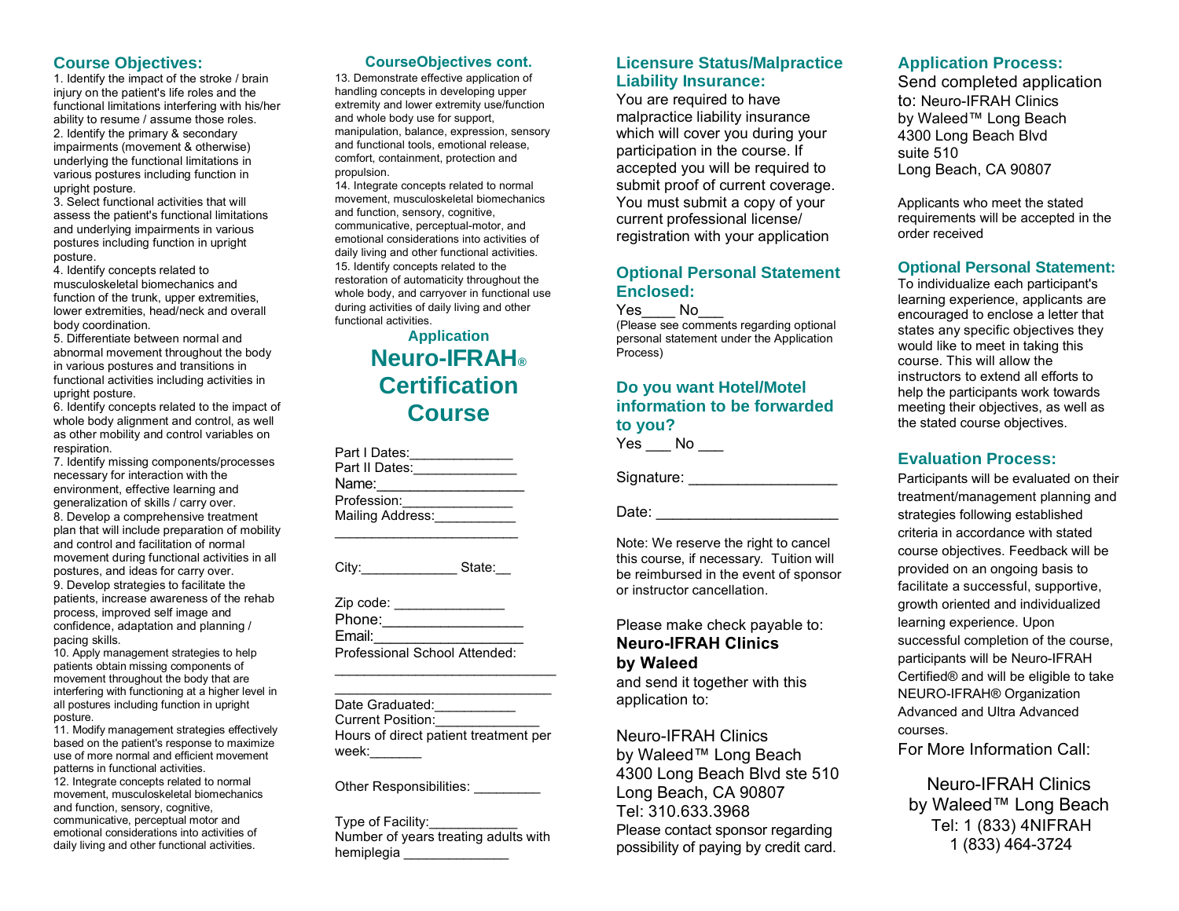## Course Objectives:

1. Identify the impact of the stroke / brain injury on the patient's life roles and the functional limitations interfering with his/her ability to resume / assume those roles.
2. Identify the primary & secondary impairments (movement & otherwise) underlying the functional limitations in various postures including function in upright posture.
3. Select functional activities that will assess the patient's functional limitations and underlying impairments in various postures including function in upright posture.
4. Identify concepts related to musculoskeletal biomechanics and function of the trunk, upper extremities, lower extremities, head/neck and overall body coordination.
5. Differentiate between normal and abnormal movement throughout the body in various postures and transitions in functional activities including activities in upright posture.
6. Identify concepts related to the impact of whole body alignment and control, as well as other mobility and control variables on respiration.
7. Identify missing components/processes necessary for interaction with the environment, effective learning and generalization of skills / carry over.
8. Develop a comprehensive treatment plan that will include preparation of mobility and control and facilitation of normal movement during functional activities in all postures, and ideas for carry over.
9. Develop strategies to facilitate the patients, increase awareness of the rehab process, improved self image and confidence, adaptation and planning / pacing skills.
10. Apply management strategies to help patients obtain missing components of movement throughout the body that are interfering with functioning at a higher level in all postures including function in upright posture.
11. Modify management strategies effectively based on the patient's response to maximize use of more normal and efficient movement patterns in functional activities.
12. Integrate concepts related to normal movement, musculoskeletal biomechanics and function, sensory, cognitive, communicative, perceptual motor and emotional considerations into activities of daily living and other functional activities.

## CourseObjectives cont.

13. Demonstrate effective application of handling concepts in developing upper extremity and lower extremity use/function and whole body use for support, manipulation, balance, expression, sensory and functional tools, emotional release, comfort, containment, protection and propulsion.
14. Integrate concepts related to normal movement, musculoskeletal biomechanics and function, sensory, cognitive, communicative, perceptual-motor, and emotional considerations into activities of daily living and other functional activities.
15. Identify concepts related to the restoration of automaticity throughout the whole body, and carryover in functional use during activities of daily living and other functional activities.

### Application

# Neuro-IFRAH® Certification Course

Part I Dates:_____________

Part II Dates:_____________

Name:___________________

Profession:______________

Mailing Address:__________

________________________

City:____________ State:__

Zip code: ______________

Phone:__________________

Email:__________________

Professional School Attended:

_____________________________

_____________________________

Date Graduated:__________

Current Position:_____________

Hours of direct patient treatment per week:_______

Other Responsibilities: _________

Type of Facility:___________

Number of years treating adults with hemiplegia ______________

## Licensure Status/Malpractice Liability Insurance:

You are required to have malpractice liability insurance which will cover you during your participation in the course. If accepted you will be required to submit proof of current coverage. You must submit a copy of your current professional license/ registration with your application

## Optional Personal Statement Enclosed:

Yes____ No___

(Please see comments regarding optional personal statement under the Application Process)

## Do you want Hotel/Motel information to be forwarded to you?

Yes ___ No ___

Signature: __________________

Date: ______________________

Note: We reserve the right to cancel this course, if necessary. Tuition will be reimbursed in the event of sponsor or instructor cancellation.

Please make check payable to:

**Neuro-IFRAH Clinics by Waleed**

and send it together with this application to:

Neuro-IFRAH Clinics
by Waleed™ Long Beach
4300 Long Beach Blvd ste 510
Long Beach, CA 90807
Tel: 310.633.3968
Please contact sponsor regarding possibility of paying by credit card.

## Application Process:

Send completed application to: Neuro-IFRAH Clinics
by Waleed™ Long Beach
4300 Long Beach Blvd
suite 510
Long Beach, CA 90807

Applicants who meet the stated requirements will be accepted in the order received

## Optional Personal Statement:

To individualize each participant's learning experience, applicants are encouraged to enclose a letter that states any specific objectives they would like to meet in taking this course. This will allow the instructors to extend all efforts to help the participants work towards meeting their objectives, as well as the stated course objectives.

## Evaluation Process:

Participants will be evaluated on their treatment/management planning and strategies following established criteria in accordance with stated course objectives. Feedback will be provided on an ongoing basis to facilitate a successful, supportive, growth oriented and individualized learning experience. Upon successful completion of the course, participants will be Neuro-IFRAH Certified® and will be eligible to take NEURO-IFRAH® Organization Advanced and Ultra Advanced courses.

For More Information Call:

Neuro-IFRAH Clinics
by Waleed™ Long Beach
Tel: 1 (833) 4NIFRAH
1 (833) 464-3724